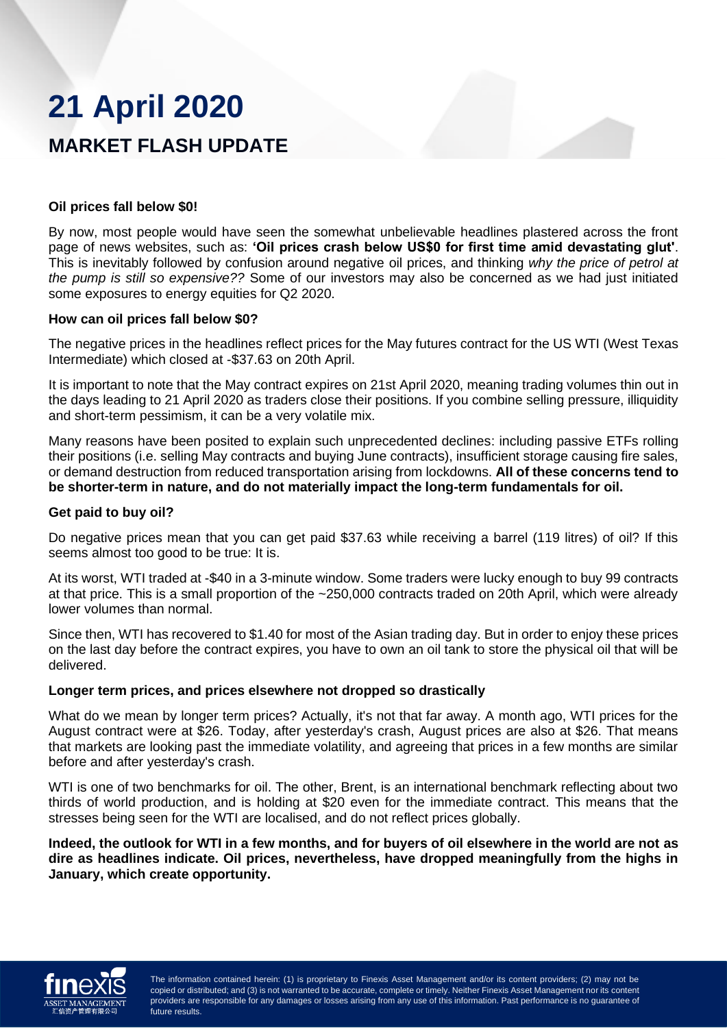# 21 April 2020

## MARKET FLASH UPDATE

**Oil prices fall below $0!**

By now, most people would have seen the somewhat unbelievable headlines plastered across the front page of news websites, such as: **'Oil prices crash below US$0 for first time amid devastating glut'**. This is inevitably followed by confusion around negative oil prices, and thinking *why the price of petrol at the pump is still so expensive??* Some of our investors may also be concerned as we had just initiated some exposures to energy equities for Q2 2020.

**How can oil prices fall below $0?**

The negative prices in the headlines reflect prices for the May futures contract for the US WTI (West Texas Intermediate) which closed at -$37.63 on 20th April.

It is important to note that the May contract expires on 21st April 2020, meaning trading volumes thin out in the days leading to 21 April 2020 as traders close their positions. If you combine selling pressure, illiquidity and short-term pessimism, it can be a very volatile mix.

Many reasons have been posited to explain such unprecedented declines: including passive ETFs rolling their positions (i.e. selling May contracts and buying June contracts), insufficient storage causing fire sales, or demand destruction from reduced transportation arising from lockdowns. **All of these concerns tend to be shorter-term in nature, and do not materially impact the long-term fundamentals for oil.**

**Get paid to buy oil?**

Do negative prices mean that you can get paid $37.63 while receiving a barrel (119 litres) of oil? If this seems almost too good to be true: It is.

At its worst, WTI traded at -$40 in a 3-minute window. Some traders were lucky enough to buy 99 contracts at that price. This is a small proportion of the ~250,000 contracts traded on 20th April, which were already lower volumes than normal.

Since then, WTI has recovered to $1.40 for most of the Asian trading day. But in order to enjoy these prices on the last day before the contract expires, you have to own an oil tank to store the physical oil that will be delivered.

**Longer term prices, and prices elsewhere not dropped so drastically**

What do we mean by longer term prices? Actually, it's not that far away. A month ago, WTI prices for the August contract were at $26. Today, after yesterday's crash, August prices are also at $26. That means that markets are looking past the immediate volatility, and agreeing that prices in a few months are similar before and after yesterday's crash.

WTI is one of two benchmarks for oil. The other, Brent, is an international benchmark reflecting about two thirds of world production, and is holding at $20 even for the immediate contract. This means that the stresses being seen for the WTI are localised, and do not reflect prices globally.

**Indeed, the outlook for WTI in a few months, and for buyers of oil elsewhere in the world are not as dire as headlines indicate. Oil prices, nevertheless, have dropped meaningfully from the highs in January, which create opportunity.**

The information contained herein: (1) is proprietary to Finexis Asset Management and/or its content providers; (2) may not be copied or distributed; and (3) is not warranted to be accurate, complete or timely. Neither Finexis Asset Management nor its content providers are responsible for any damages or losses arising from any use of this information. Past performance is no guarantee of future results.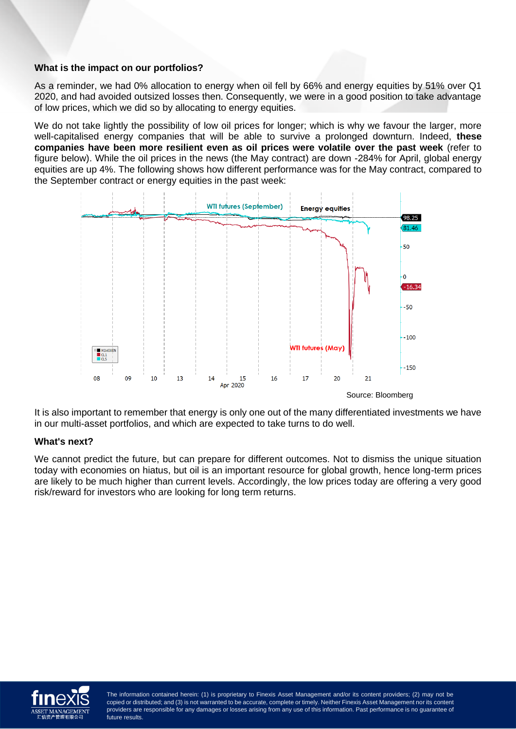**What is the impact on our portfolios?**

As a reminder, we had 0% allocation to energy when oil fell by 66% and energy equities by 51% over Q1 2020, and had avoided outsized losses then. Consequently, we were in a good position to take advantage of low prices, which we did so by allocating to energy equities.

We do not take lightly the possibility of low oil prices for longer; which is why we favour the larger, more well-capitalised energy companies that will be able to survive a prolonged downturn. Indeed, **these companies have been more resilient even as oil prices were volatile over the past week** (refer to figure below). While the oil prices in the news (the May contract) are down -284% for April, global energy equities are up 4%. The following shows how different performance was for the May contract, compared to the September contract or energy equities in the past week:

WTI futures (September)
Energy equities
WTI futures (May)
98.25
81.46
50
0
-16.34
-50
-100
-150
M1WO0EN
CL1
CL5
08 09 10 13 14 15 16 17 20 21
Apr 2020

Source: Bloomberg

It is also important to remember that energy is only one out of the many differentiated investments we have in our multi-asset portfolios, and which are expected to take turns to do well.

**What's next?**

We cannot predict the future, but can prepare for different outcomes. Not to dismiss the unique situation today with economies on hiatus, but oil is an important resource for global growth, hence long-term prices are likely to be much higher than current levels. Accordingly, the low prices today are offering a very good risk/reward for investors who are looking for long term returns.

The information contained herein: (1) is proprietary to Finexis Asset Management and/or its content providers; (2) may not be copied or distributed; and (3) is not warranted to be accurate, complete or timely. Neither Finexis Asset Management nor its content providers are responsible for any damages or losses arising from any use of this information. Past performance is no guarantee of future results.